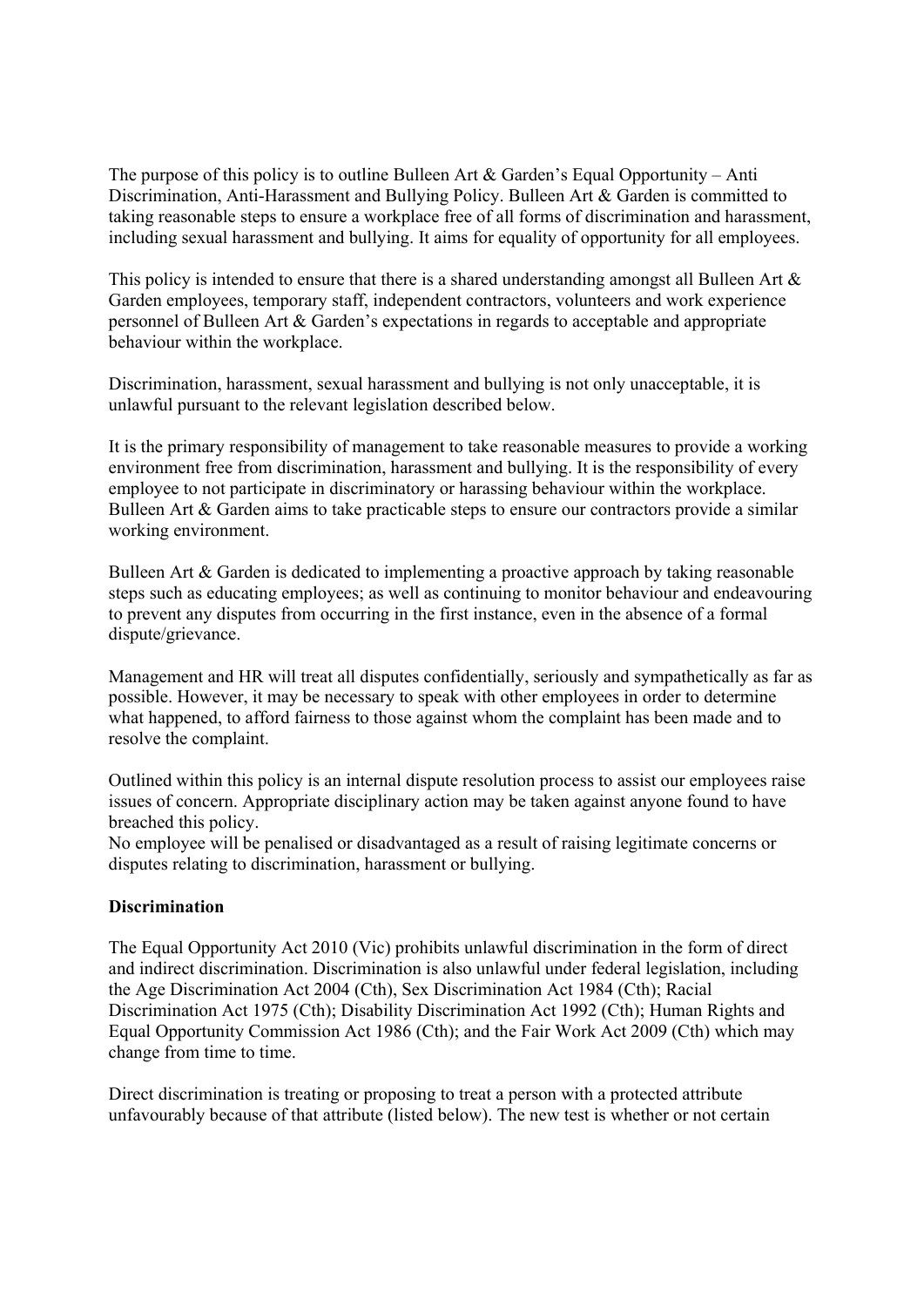The purpose of this policy is to outline Bulleen Art & Garden's Equal Opportunity – Anti Discrimination, Anti-Harassment and Bullying Policy. Bulleen Art & Garden is committed to taking reasonable steps to ensure a workplace free of all forms of discrimination and harassment, including sexual harassment and bullying. It aims for equality of opportunity for all employees.

This policy is intended to ensure that there is a shared understanding amongst all Bulleen Art & Garden employees, temporary staff, independent contractors, volunteers and work experience personnel of Bulleen Art & Garden's expectations in regards to acceptable and appropriate behaviour within the workplace.

Discrimination, harassment, sexual harassment and bullying is not only unacceptable, it is unlawful pursuant to the relevant legislation described below.

It is the primary responsibility of management to take reasonable measures to provide a working environment free from discrimination, harassment and bullying. It is the responsibility of every employee to not participate in discriminatory or harassing behaviour within the workplace. Bulleen Art & Garden aims to take practicable steps to ensure our contractors provide a similar working environment.

Bulleen Art & Garden is dedicated to implementing a proactive approach by taking reasonable steps such as educating employees; as well as continuing to monitor behaviour and endeavouring to prevent any disputes from occurring in the first instance, even in the absence of a formal dispute/grievance.

Management and HR will treat all disputes confidentially, seriously and sympathetically as far as possible. However, it may be necessary to speak with other employees in order to determine what happened, to afford fairness to those against whom the complaint has been made and to resolve the complaint.

Outlined within this policy is an internal dispute resolution process to assist our employees raise issues of concern. Appropriate disciplinary action may be taken against anyone found to have breached this policy.
No employee will be penalised or disadvantaged as a result of raising legitimate concerns or disputes relating to discrimination, harassment or bullying.

**Discrimination**

The Equal Opportunity Act 2010 (Vic) prohibits unlawful discrimination in the form of direct and indirect discrimination. Discrimination is also unlawful under federal legislation, including the Age Discrimination Act 2004 (Cth), Sex Discrimination Act 1984 (Cth); Racial Discrimination Act 1975 (Cth); Disability Discrimination Act 1992 (Cth); Human Rights and Equal Opportunity Commission Act 1986 (Cth); and the Fair Work Act 2009 (Cth) which may change from time to time.

Direct discrimination is treating or proposing to treat a person with a protected attribute unfavourably because of that attribute (listed below). The new test is whether or not certain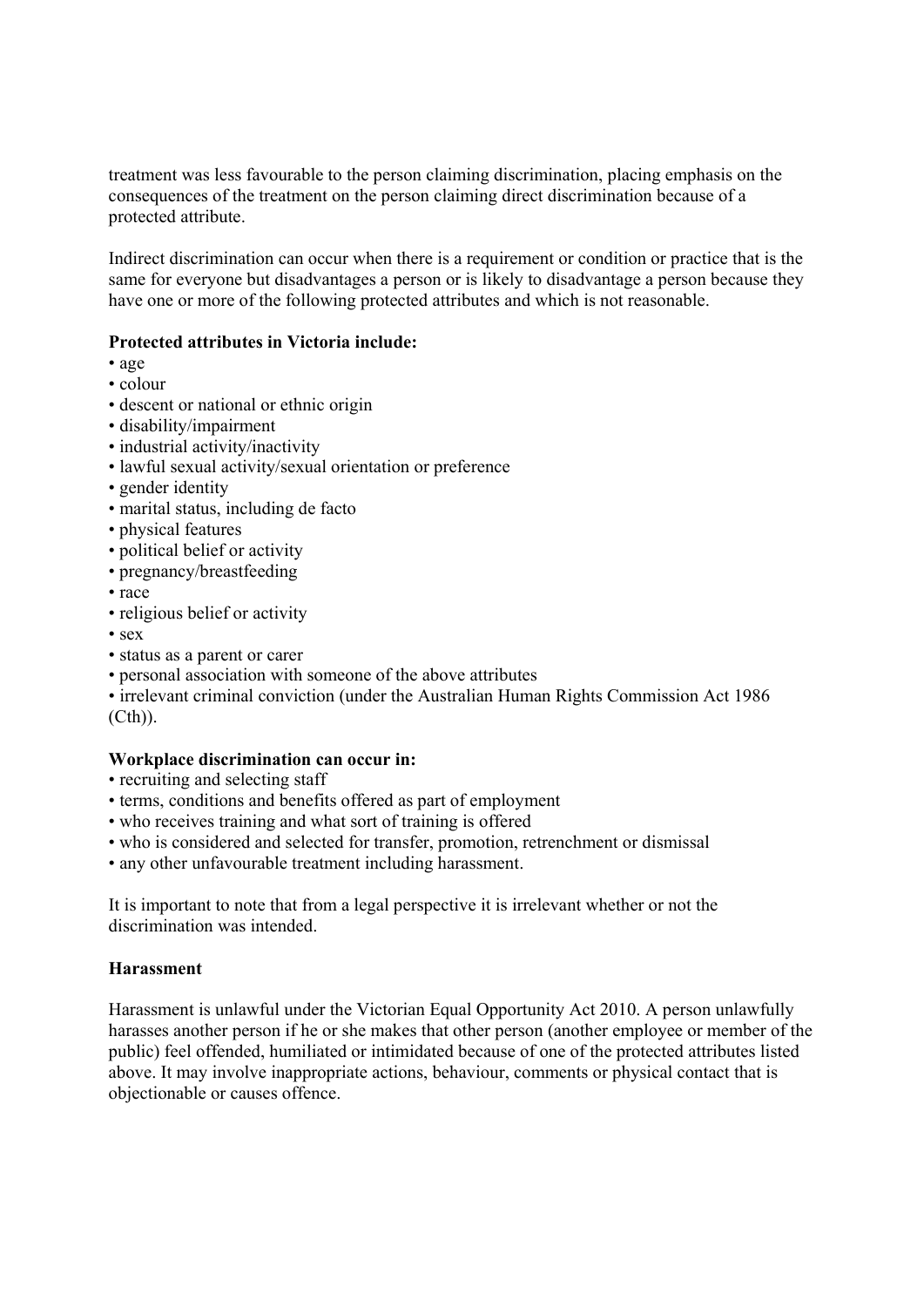treatment was less favourable to the person claiming discrimination, placing emphasis on the consequences of the treatment on the person claiming direct discrimination because of a protected attribute.

Indirect discrimination can occur when there is a requirement or condition or practice that is the same for everyone but disadvantages a person or is likely to disadvantage a person because they have one or more of the following protected attributes and which is not reasonable.

**Protected attributes in Victoria include:**

- age
- colour
- descent or national or ethnic origin
- disability/impairment
- industrial activity/inactivity
- lawful sexual activity/sexual orientation or preference
- gender identity
- marital status, including de facto
- physical features
- political belief or activity
- pregnancy/breastfeeding
- race
- religious belief or activity
- sex
- status as a parent or carer
- personal association with someone of the above attributes
- irrelevant criminal conviction (under the Australian Human Rights Commission Act 1986 (Cth)).

**Workplace discrimination can occur in:**

- recruiting and selecting staff
- terms, conditions and benefits offered as part of employment
- who receives training and what sort of training is offered
- who is considered and selected for transfer, promotion, retrenchment or dismissal
- any other unfavourable treatment including harassment.

It is important to note that from a legal perspective it is irrelevant whether or not the discrimination was intended.

**Harassment**

Harassment is unlawful under the Victorian Equal Opportunity Act 2010. A person unlawfully harasses another person if he or she makes that other person (another employee or member of the public) feel offended, humiliated or intimidated because of one of the protected attributes listed above. It may involve inappropriate actions, behaviour, comments or physical contact that is objectionable or causes offence.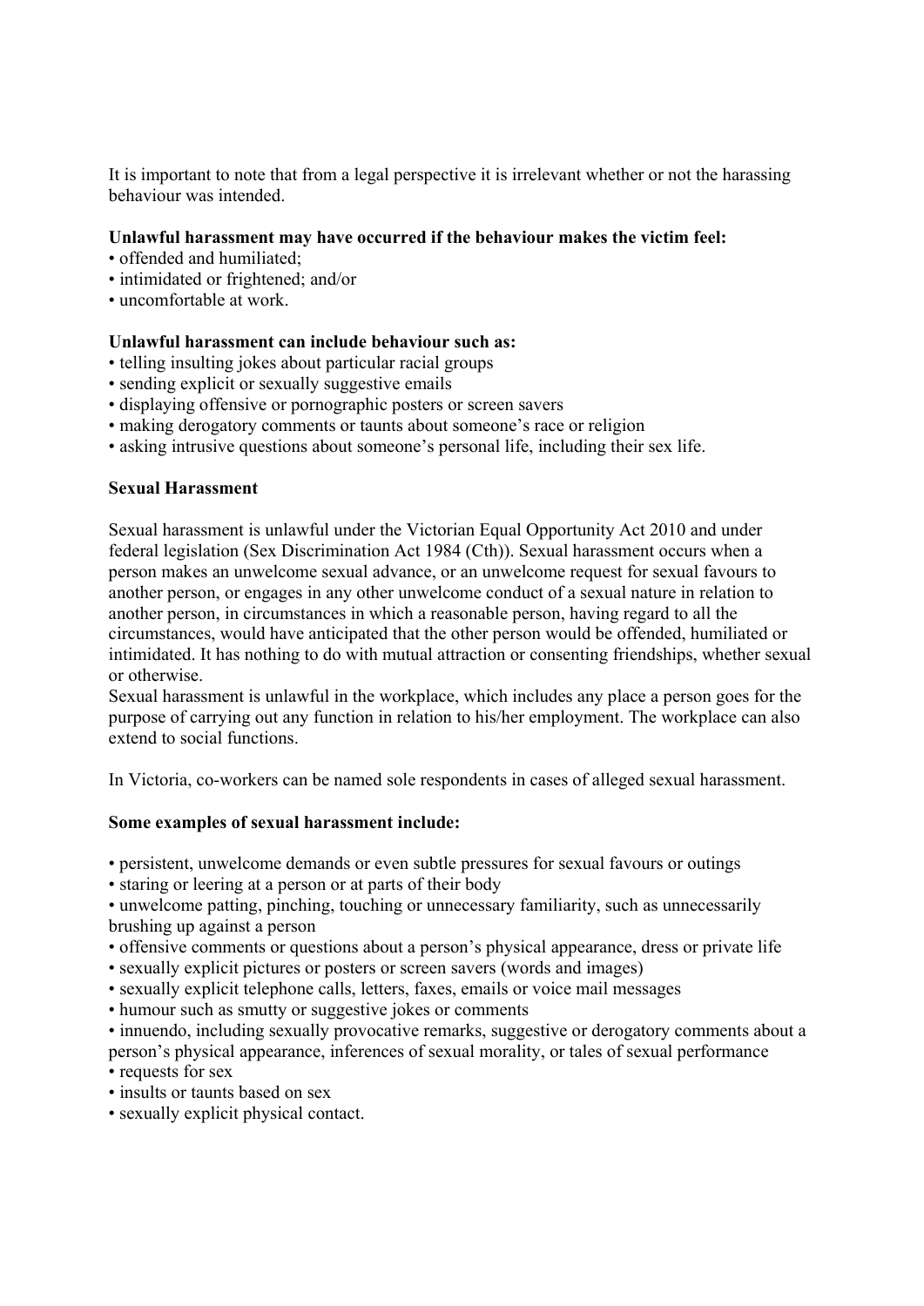It is important to note that from a legal perspective it is irrelevant whether or not the harassing behaviour was intended.

**Unlawful harassment may have occurred if the behaviour makes the victim feel:**

- offended and humiliated;
- intimidated or frightened; and/or
- uncomfortable at work.

**Unlawful harassment can include behaviour such as:**

- telling insulting jokes about particular racial groups
- sending explicit or sexually suggestive emails
- displaying offensive or pornographic posters or screen savers
- making derogatory comments or taunts about someone's race or religion
- asking intrusive questions about someone's personal life, including their sex life.

**Sexual Harassment**

Sexual harassment is unlawful under the Victorian Equal Opportunity Act 2010 and under federal legislation (Sex Discrimination Act 1984 (Cth)). Sexual harassment occurs when a person makes an unwelcome sexual advance, or an unwelcome request for sexual favours to another person, or engages in any other unwelcome conduct of a sexual nature in relation to another person, in circumstances in which a reasonable person, having regard to all the circumstances, would have anticipated that the other person would be offended, humiliated or intimidated. It has nothing to do with mutual attraction or consenting friendships, whether sexual or otherwise.

Sexual harassment is unlawful in the workplace, which includes any place a person goes for the purpose of carrying out any function in relation to his/her employment. The workplace can also extend to social functions.

In Victoria, co-workers can be named sole respondents in cases of alleged sexual harassment.

**Some examples of sexual harassment include:**

- persistent, unwelcome demands or even subtle pressures for sexual favours or outings
- staring or leering at a person or at parts of their body
- unwelcome patting, pinching, touching or unnecessary familiarity, such as unnecessarily brushing up against a person
- offensive comments or questions about a person's physical appearance, dress or private life
- sexually explicit pictures or posters or screen savers (words and images)
- sexually explicit telephone calls, letters, faxes, emails or voice mail messages
- humour such as smutty or suggestive jokes or comments
- innuendo, including sexually provocative remarks, suggestive or derogatory comments about a person's physical appearance, inferences of sexual morality, or tales of sexual performance
- requests for sex
- insults or taunts based on sex
- sexually explicit physical contact.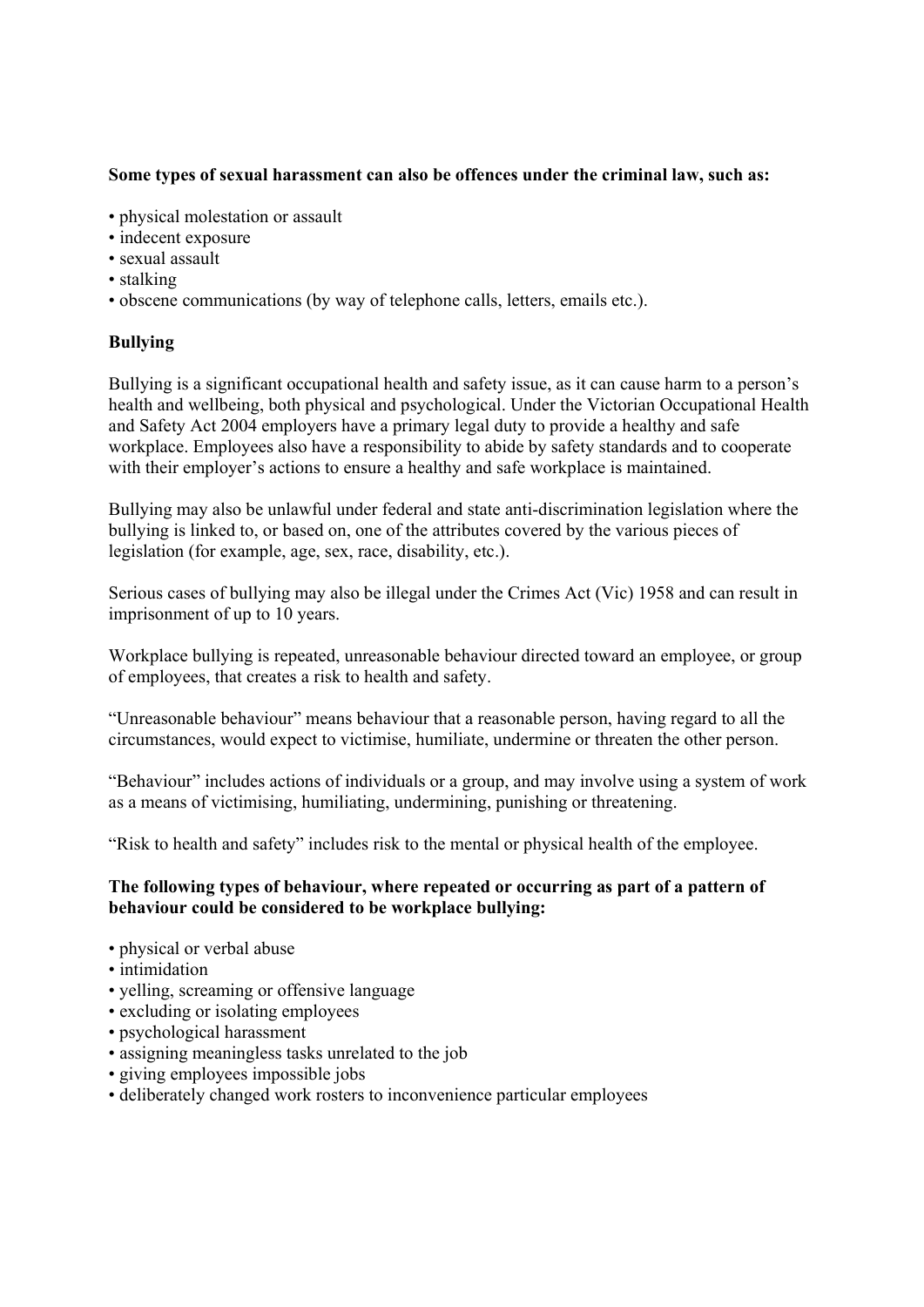**Some types of sexual harassment can also be offences under the criminal law, such as:**

- physical molestation or assault
- indecent exposure
- sexual assault
- stalking
- obscene communications (by way of telephone calls, letters, emails etc.).

**Bullying**

Bullying is a significant occupational health and safety issue, as it can cause harm to a person's health and wellbeing, both physical and psychological. Under the Victorian Occupational Health and Safety Act 2004 employers have a primary legal duty to provide a healthy and safe workplace. Employees also have a responsibility to abide by safety standards and to cooperate with their employer's actions to ensure a healthy and safe workplace is maintained.

Bullying may also be unlawful under federal and state anti-discrimination legislation where the bullying is linked to, or based on, one of the attributes covered by the various pieces of legislation (for example, age, sex, race, disability, etc.).

Serious cases of bullying may also be illegal under the Crimes Act (Vic) 1958 and can result in imprisonment of up to 10 years.

Workplace bullying is repeated, unreasonable behaviour directed toward an employee, or group of employees, that creates a risk to health and safety.

"Unreasonable behaviour" means behaviour that a reasonable person, having regard to all the circumstances, would expect to victimise, humiliate, undermine or threaten the other person.

"Behaviour" includes actions of individuals or a group, and may involve using a system of work as a means of victimising, humiliating, undermining, punishing or threatening.

"Risk to health and safety" includes risk to the mental or physical health of the employee.

**The following types of behaviour, where repeated or occurring as part of a pattern of behaviour could be considered to be workplace bullying:**

- physical or verbal abuse
- intimidation
- yelling, screaming or offensive language
- excluding or isolating employees
- psychological harassment
- assigning meaningless tasks unrelated to the job
- giving employees impossible jobs
- deliberately changed work rosters to inconvenience particular employees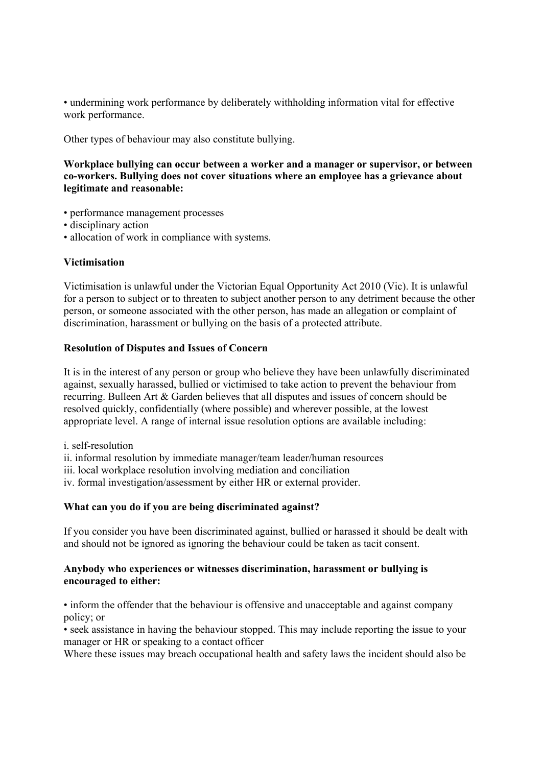• undermining work performance by deliberately withholding information vital for effective work performance.

Other types of behaviour may also constitute bullying.

**Workplace bullying can occur between a worker and a manager or supervisor, or between co-workers. Bullying does not cover situations where an employee has a grievance about legitimate and reasonable:**

• performance management processes
• disciplinary action
• allocation of work in compliance with systems.

### Victimisation

Victimisation is unlawful under the Victorian Equal Opportunity Act 2010 (Vic). It is unlawful for a person to subject or to threaten to subject another person to any detriment because the other person, or someone associated with the other person, has made an allegation or complaint of discrimination, harassment or bullying on the basis of a protected attribute.

### Resolution of Disputes and Issues of Concern

It is in the interest of any person or group who believe they have been unlawfully discriminated against, sexually harassed, bullied or victimised to take action to prevent the behaviour from recurring. Bulleen Art & Garden believes that all disputes and issues of concern should be resolved quickly, confidentially (where possible) and wherever possible, at the lowest appropriate level. A range of internal issue resolution options are available including:

i. self-resolution
ii. informal resolution by immediate manager/team leader/human resources
iii. local workplace resolution involving mediation and conciliation
iv. formal investigation/assessment by either HR or external provider.

### What can you do if you are being discriminated against?

If you consider you have been discriminated against, bullied or harassed it should be dealt with and should not be ignored as ignoring the behaviour could be taken as tacit consent.

**Anybody who experiences or witnesses discrimination, harassment or bullying is encouraged to either:**

• inform the offender that the behaviour is offensive and unacceptable and against company policy; or
• seek assistance in having the behaviour stopped. This may include reporting the issue to your manager or HR or speaking to a contact officer

Where these issues may breach occupational health and safety laws the incident should also be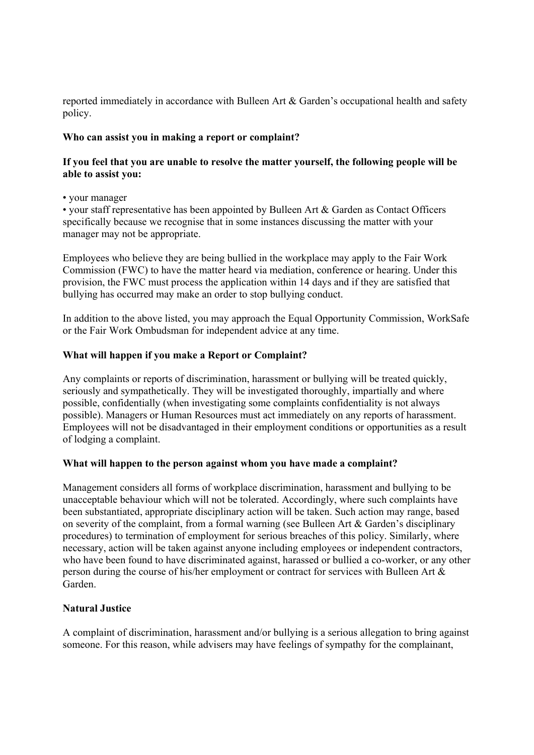reported immediately in accordance with Bulleen Art & Garden's occupational health and safety policy.

**Who can assist you in making a report or complaint?**

**If you feel that you are unable to resolve the matter yourself, the following people will be able to assist you:**

- your manager
- your staff representative has been appointed by Bulleen Art & Garden as Contact Officers specifically because we recognise that in some instances discussing the matter with your manager may not be appropriate.

Employees who believe they are being bullied in the workplace may apply to the Fair Work Commission (FWC) to have the matter heard via mediation, conference or hearing. Under this provision, the FWC must process the application within 14 days and if they are satisfied that bullying has occurred may make an order to stop bullying conduct.

In addition to the above listed, you may approach the Equal Opportunity Commission, WorkSafe or the Fair Work Ombudsman for independent advice at any time.

**What will happen if you make a Report or Complaint?**

Any complaints or reports of discrimination, harassment or bullying will be treated quickly, seriously and sympathetically. They will be investigated thoroughly, impartially and where possible, confidentially (when investigating some complaints confidentiality is not always possible). Managers or Human Resources must act immediately on any reports of harassment. Employees will not be disadvantaged in their employment conditions or opportunities as a result of lodging a complaint.

**What will happen to the person against whom you have made a complaint?**

Management considers all forms of workplace discrimination, harassment and bullying to be unacceptable behaviour which will not be tolerated. Accordingly, where such complaints have been substantiated, appropriate disciplinary action will be taken. Such action may range, based on severity of the complaint, from a formal warning (see Bulleen Art & Garden's disciplinary procedures) to termination of employment for serious breaches of this policy. Similarly, where necessary, action will be taken against anyone including employees or independent contractors, who have been found to have discriminated against, harassed or bullied a co-worker, or any other person during the course of his/her employment or contract for services with Bulleen Art & Garden.

**Natural Justice**

A complaint of discrimination, harassment and/or bullying is a serious allegation to bring against someone. For this reason, while advisers may have feelings of sympathy for the complainant,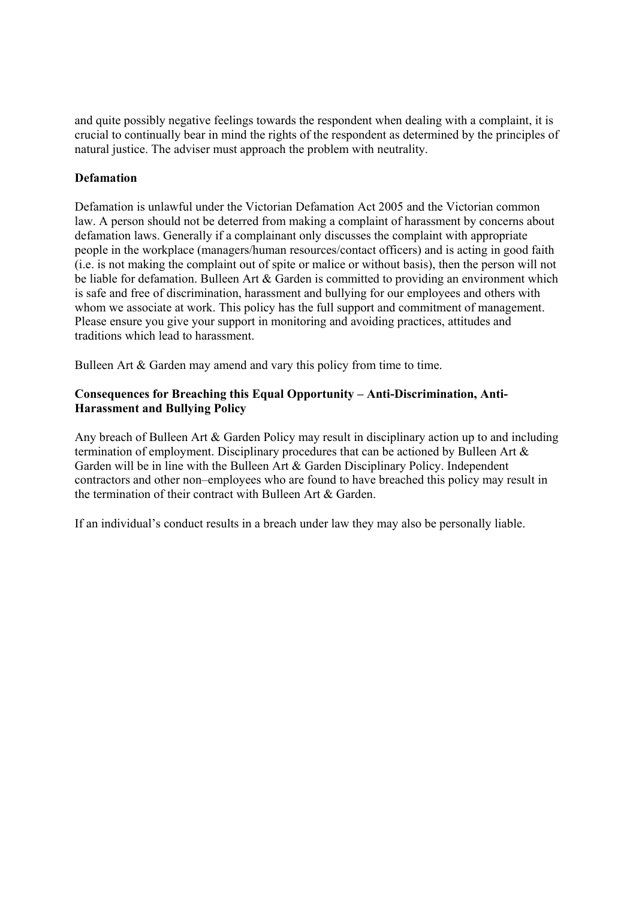and quite possibly negative feelings towards the respondent when dealing with a complaint, it is crucial to continually bear in mind the rights of the respondent as determined by the principles of natural justice. The adviser must approach the problem with neutrality.

**Defamation**

Defamation is unlawful under the Victorian Defamation Act 2005 and the Victorian common law. A person should not be deterred from making a complaint of harassment by concerns about defamation laws. Generally if a complainant only discusses the complaint with appropriate people in the workplace (managers/human resources/contact officers) and is acting in good faith (i.e. is not making the complaint out of spite or malice or without basis), then the person will not be liable for defamation. Bulleen Art & Garden is committed to providing an environment which is safe and free of discrimination, harassment and bullying for our employees and others with whom we associate at work. This policy has the full support and commitment of management. Please ensure you give your support in monitoring and avoiding practices, attitudes and traditions which lead to harassment.

Bulleen Art & Garden may amend and vary this policy from time to time.

**Consequences for Breaching this Equal Opportunity – Anti-Discrimination, Anti-Harassment and Bullying Policy**

Any breach of Bulleen Art & Garden Policy may result in disciplinary action up to and including termination of employment. Disciplinary procedures that can be actioned by Bulleen Art & Garden will be in line with the Bulleen Art & Garden Disciplinary Policy. Independent contractors and other non–employees who are found to have breached this policy may result in the termination of their contract with Bulleen Art & Garden.

If an individual's conduct results in a breach under law they may also be personally liable.